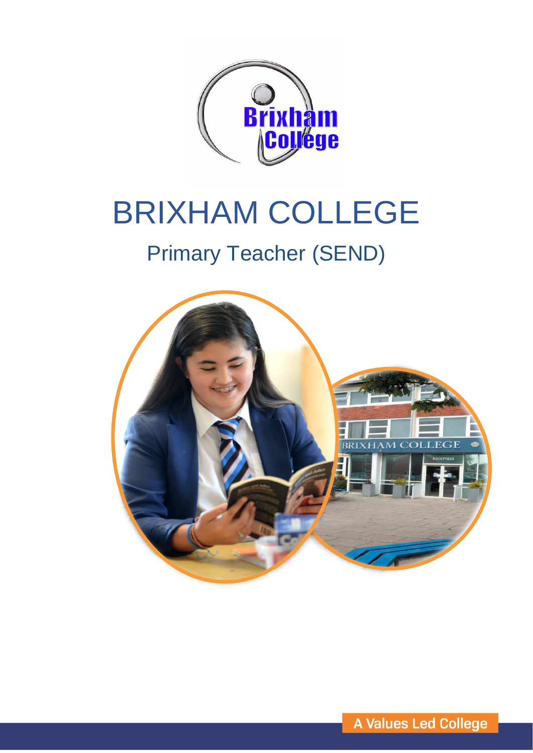# BRIXHAM COLLEGE

## Primary Teacher (SEND)

A Values Led College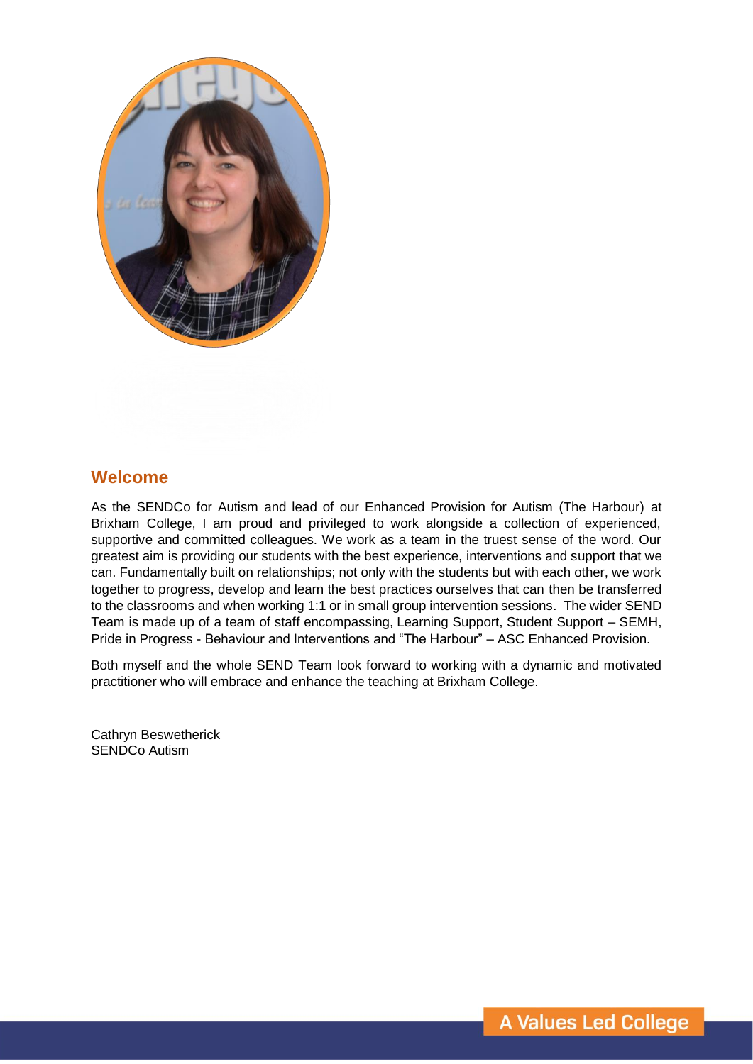## Welcome

As the SENDCo for Autism and lead of our Enhanced Provision for Autism (The Harbour) at Brixham College, I am proud and privileged to work alongside a collection of experienced, supportive and committed colleagues. We work as a team in the truest sense of the word. Our greatest aim is providing our students with the best experience, interventions and support that we can. Fundamentally built on relationships; not only with the students but with each other, we work together to progress, develop and learn the best practices ourselves that can then be transferred to the classrooms and when working 1:1 or in small group intervention sessions. The wider SEND Team is made up of a team of staff encompassing, Learning Support, Student Support – SEMH, Pride in Progress - Behaviour and Interventions and "The Harbour" – ASC Enhanced Provision.

Both myself and the whole SEND Team look forward to working with a dynamic and motivated practitioner who will embrace and enhance the teaching at Brixham College.

Cathryn Beswetherick
SENDCo Autism

A Values Led College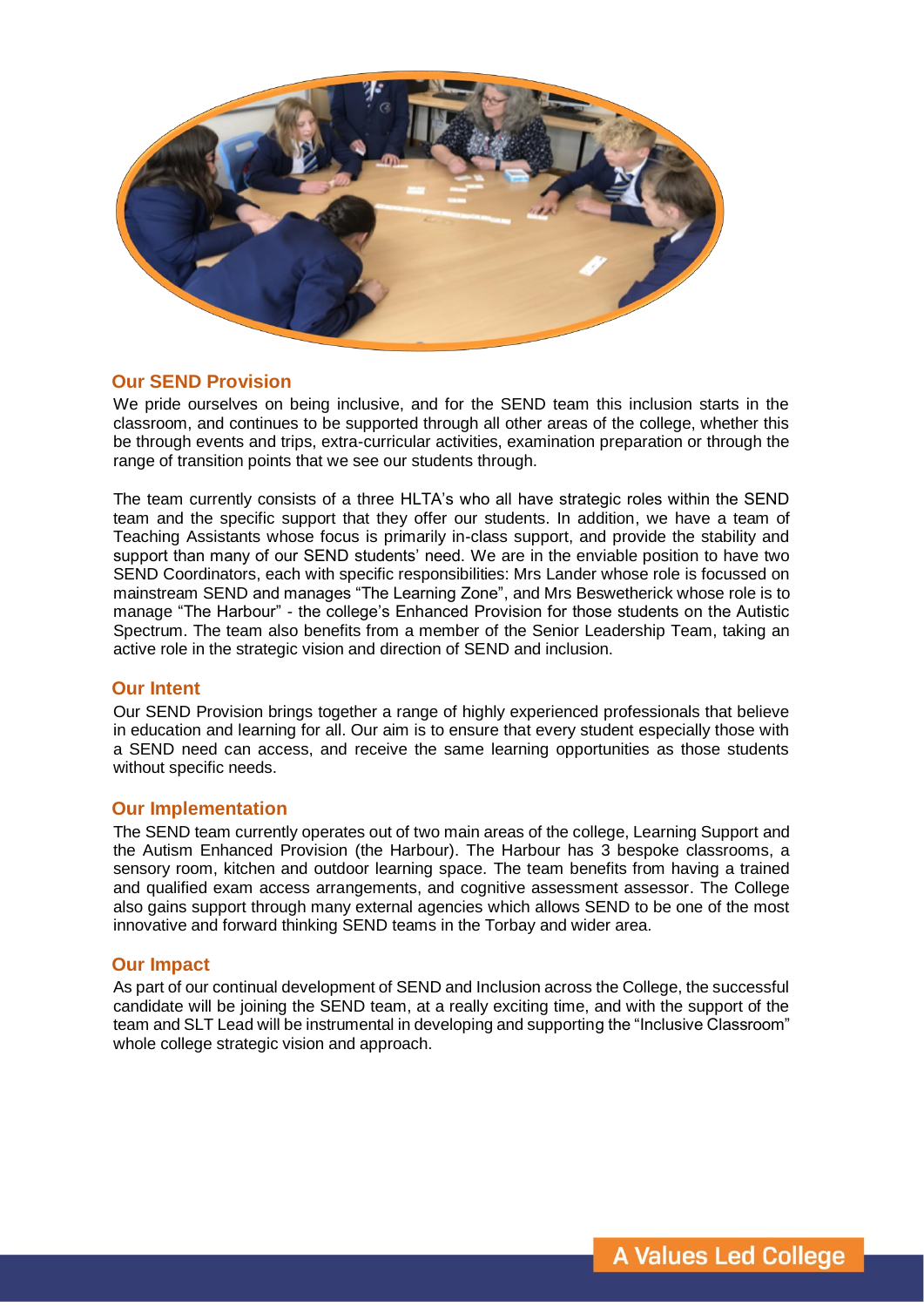## Our SEND Provision

We pride ourselves on being inclusive, and for the SEND team this inclusion starts in the classroom, and continues to be supported through all other areas of the college, whether this be through events and trips, extra-curricular activities, examination preparation or through the range of transition points that we see our students through.

The team currently consists of a three HLTA's who all have strategic roles within the SEND team and the specific support that they offer our students. In addition, we have a team of Teaching Assistants whose focus is primarily in-class support, and provide the stability and support than many of our SEND students' need. We are in the enviable position to have two SEND Coordinators, each with specific responsibilities: Mrs Lander whose role is focussed on mainstream SEND and manages "The Learning Zone", and Mrs Beswetherick whose role is to manage "The Harbour" - the college's Enhanced Provision for those students on the Autistic Spectrum. The team also benefits from a member of the Senior Leadership Team, taking an active role in the strategic vision and direction of SEND and inclusion.

## Our Intent

Our SEND Provision brings together a range of highly experienced professionals that believe in education and learning for all. Our aim is to ensure that every student especially those with a SEND need can access, and receive the same learning opportunities as those students without specific needs.

## Our Implementation

The SEND team currently operates out of two main areas of the college, Learning Support and the Autism Enhanced Provision (the Harbour). The Harbour has 3 bespoke classrooms, a sensory room, kitchen and outdoor learning space. The team benefits from having a trained and qualified exam access arrangements, and cognitive assessment assessor. The College also gains support through many external agencies which allows SEND to be one of the most innovative and forward thinking SEND teams in the Torbay and wider area.

## Our Impact

As part of our continual development of SEND and Inclusion across the College, the successful candidate will be joining the SEND team, at a really exciting time, and with the support of the team and SLT Lead will be instrumental in developing and supporting the "Inclusive Classroom" whole college strategic vision and approach.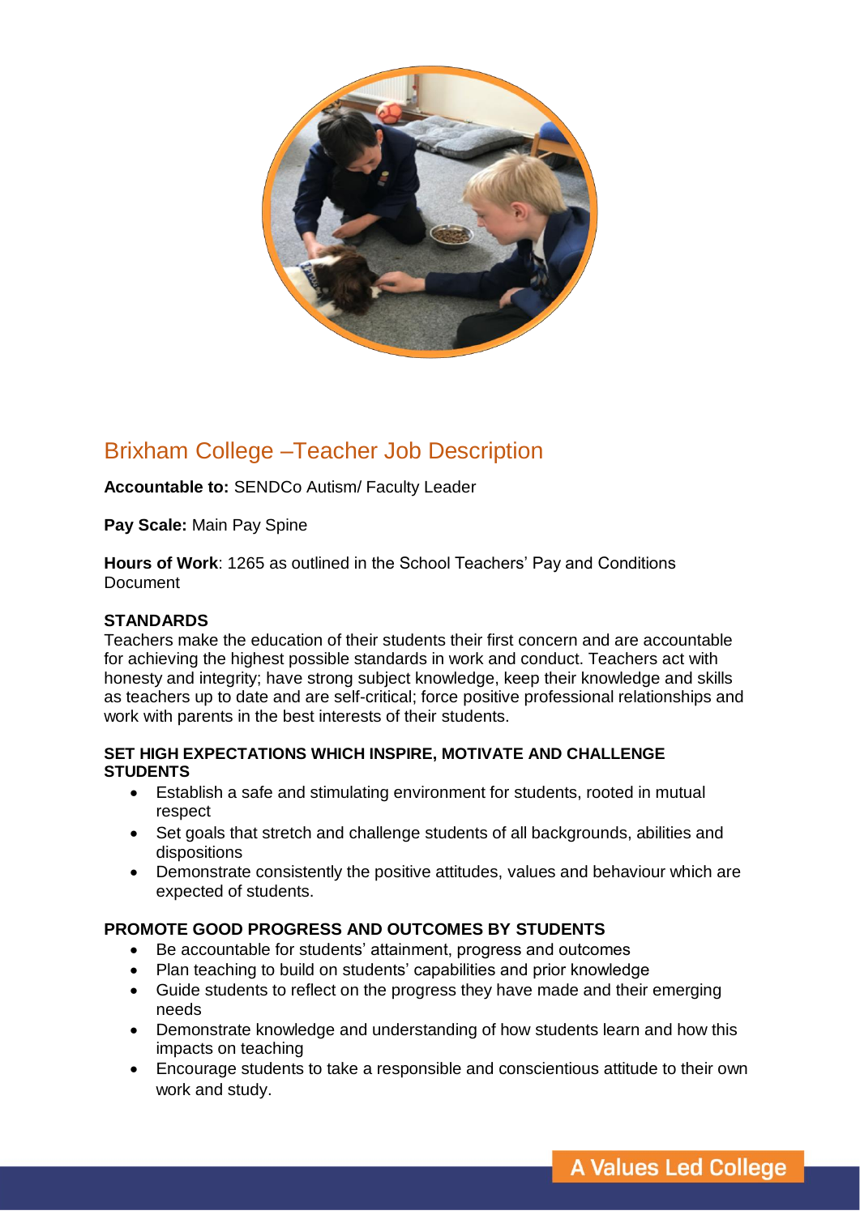## Brixham College –Teacher Job Description

**Accountable to:** SENDCo Autism/ Faculty Leader

**Pay Scale:** Main Pay Spine

**Hours of Work**: 1265 as outlined in the School Teachers' Pay and Conditions Document

**STANDARDS**

Teachers make the education of their students their first concern and are accountable for achieving the highest possible standards in work and conduct. Teachers act with honesty and integrity; have strong subject knowledge, keep their knowledge and skills as teachers up to date and are self-critical; force positive professional relationships and work with parents in the best interests of their students.

**SET HIGH EXPECTATIONS WHICH INSPIRE, MOTIVATE AND CHALLENGE STUDENTS**

- Establish a safe and stimulating environment for students, rooted in mutual respect
- Set goals that stretch and challenge students of all backgrounds, abilities and dispositions
- Demonstrate consistently the positive attitudes, values and behaviour which are expected of students.

**PROMOTE GOOD PROGRESS AND OUTCOMES BY STUDENTS**

- Be accountable for students' attainment, progress and outcomes
- Plan teaching to build on students' capabilities and prior knowledge
- Guide students to reflect on the progress they have made and their emerging needs
- Demonstrate knowledge and understanding of how students learn and how this impacts on teaching
- Encourage students to take a responsible and conscientious attitude to their own work and study.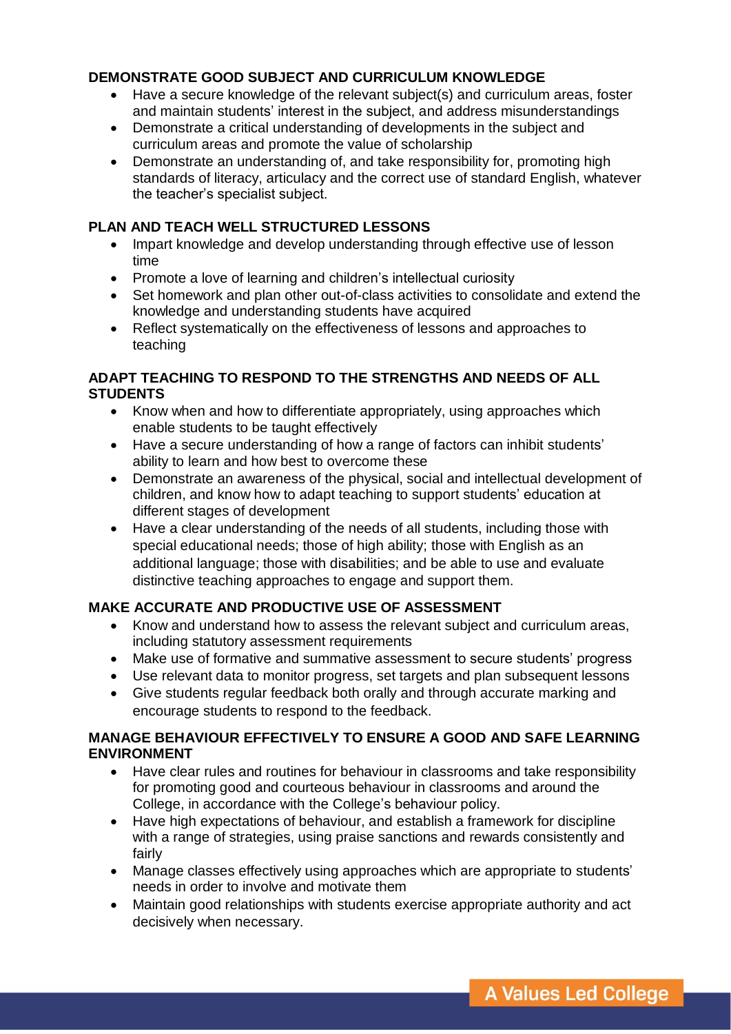**DEMONSTRATE GOOD SUBJECT AND CURRICULUM KNOWLEDGE**

- Have a secure knowledge of the relevant subject(s) and curriculum areas, foster and maintain students' interest in the subject, and address misunderstandings
- Demonstrate a critical understanding of developments in the subject and curriculum areas and promote the value of scholarship
- Demonstrate an understanding of, and take responsibility for, promoting high standards of literacy, articulacy and the correct use of standard English, whatever the teacher's specialist subject.

**PLAN AND TEACH WELL STRUCTURED LESSONS**

- Impart knowledge and develop understanding through effective use of lesson time
- Promote a love of learning and children's intellectual curiosity
- Set homework and plan other out-of-class activities to consolidate and extend the knowledge and understanding students have acquired
- Reflect systematically on the effectiveness of lessons and approaches to teaching

**ADAPT TEACHING TO RESPOND TO THE STRENGTHS AND NEEDS OF ALL STUDENTS**

- Know when and how to differentiate appropriately, using approaches which enable students to be taught effectively
- Have a secure understanding of how a range of factors can inhibit students' ability to learn and how best to overcome these
- Demonstrate an awareness of the physical, social and intellectual development of children, and know how to adapt teaching to support students' education at different stages of development
- Have a clear understanding of the needs of all students, including those with special educational needs; those of high ability; those with English as an additional language; those with disabilities; and be able to use and evaluate distinctive teaching approaches to engage and support them.

**MAKE ACCURATE AND PRODUCTIVE USE OF ASSESSMENT**

- Know and understand how to assess the relevant subject and curriculum areas, including statutory assessment requirements
- Make use of formative and summative assessment to secure students' progress
- Use relevant data to monitor progress, set targets and plan subsequent lessons
- Give students regular feedback both orally and through accurate marking and encourage students to respond to the feedback.

**MANAGE BEHAVIOUR EFFECTIVELY TO ENSURE A GOOD AND SAFE LEARNING ENVIRONMENT**

- Have clear rules and routines for behaviour in classrooms and take responsibility for promoting good and courteous behaviour in classrooms and around the College, in accordance with the College's behaviour policy.
- Have high expectations of behaviour, and establish a framework for discipline with a range of strategies, using praise sanctions and rewards consistently and fairly
- Manage classes effectively using approaches which are appropriate to students' needs in order to involve and motivate them
- Maintain good relationships with students exercise appropriate authority and act decisively when necessary.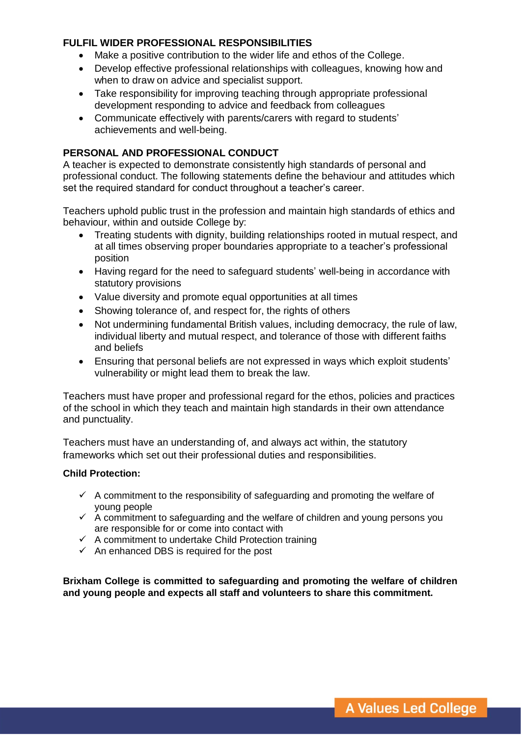**FULFIL WIDER PROFESSIONAL RESPONSIBILITIES**

- Make a positive contribution to the wider life and ethos of the College.
- Develop effective professional relationships with colleagues, knowing how and when to draw on advice and specialist support.
- Take responsibility for improving teaching through appropriate professional development responding to advice and feedback from colleagues
- Communicate effectively with parents/carers with regard to students' achievements and well-being.

**PERSONAL AND PROFESSIONAL CONDUCT**

A teacher is expected to demonstrate consistently high standards of personal and professional conduct. The following statements define the behaviour and attitudes which set the required standard for conduct throughout a teacher's career.

Teachers uphold public trust in the profession and maintain high standards of ethics and behaviour, within and outside College by:

- Treating students with dignity, building relationships rooted in mutual respect, and at all times observing proper boundaries appropriate to a teacher's professional position
- Having regard for the need to safeguard students' well-being in accordance with statutory provisions
- Value diversity and promote equal opportunities at all times
- Showing tolerance of, and respect for, the rights of others
- Not undermining fundamental British values, including democracy, the rule of law, individual liberty and mutual respect, and tolerance of those with different faiths and beliefs
- Ensuring that personal beliefs are not expressed in ways which exploit students' vulnerability or might lead them to break the law.

Teachers must have proper and professional regard for the ethos, policies and practices of the school in which they teach and maintain high standards in their own attendance and punctuality.

Teachers must have an understanding of, and always act within, the statutory frameworks which set out their professional duties and responsibilities.

**Child Protection:**

- ✓ A commitment to the responsibility of safeguarding and promoting the welfare of young people
- ✓ A commitment to safeguarding and the welfare of children and young persons you are responsible for or come into contact with
- ✓ A commitment to undertake Child Protection training
- ✓ An enhanced DBS is required for the post

**Brixham College is committed to safeguarding and promoting the welfare of children and young people and expects all staff and volunteers to share this commitment.**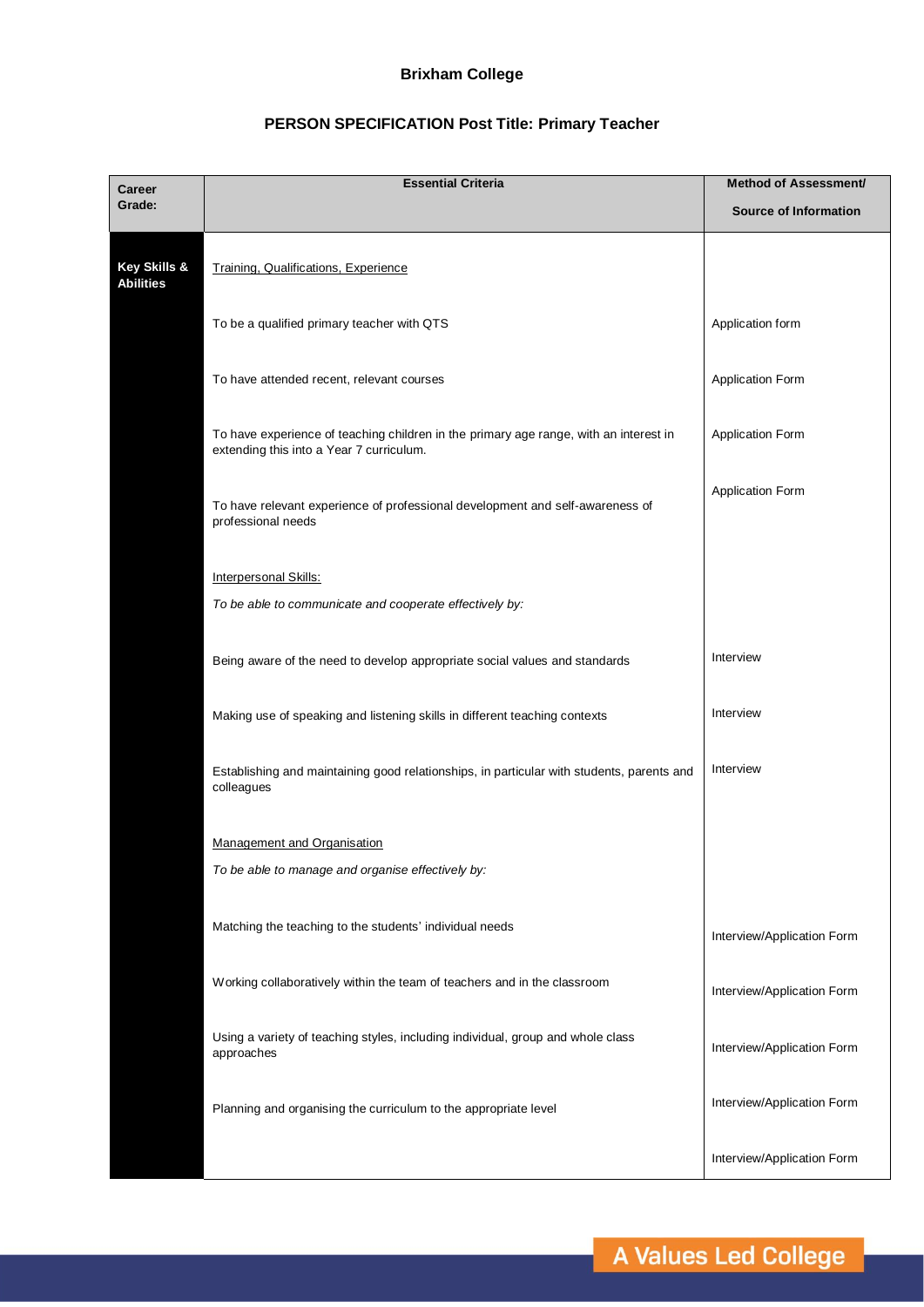**Brixham College**

**PERSON SPECIFICATION Post Title: Primary Teacher**

| **Career Grade:** | **Essential Criteria** | **Method of Assessment/ Source of Information** |
|---|---|---|
| **Key Skills & Abilities** | Training, Qualifications, Experience | |
| | To be a qualified primary teacher with QTS | Application form |
| | To have attended recent, relevant courses | Application Form |
| | To have experience of teaching children in the primary age range, with an interest in extending this into a Year 7 curriculum. | Application Form |
| | To have relevant experience of professional development and self-awareness of professional needs | Application Form |
| | Interpersonal Skills: | |
| | *To be able to communicate and cooperate effectively by:* | |
| | Being aware of the need to develop appropriate social values and standards | Interview |
| | Making use of speaking and listening skills in different teaching contexts | Interview |
| | Establishing and maintaining good relationships, in particular with students, parents and colleagues | Interview |
| | Management and Organisation | |
| | *To be able to manage and organise effectively by:* | |
| | Matching the teaching to the students' individual needs | Interview/Application Form |
| | Working collaboratively within the team of teachers and in the classroom | Interview/Application Form |
| | Using a variety of teaching styles, including individual, group and whole class approaches | Interview/Application Form |
| | Planning and organising the curriculum to the appropriate level | Interview/Application Form |
| | | Interview/Application Form |

A Values Led College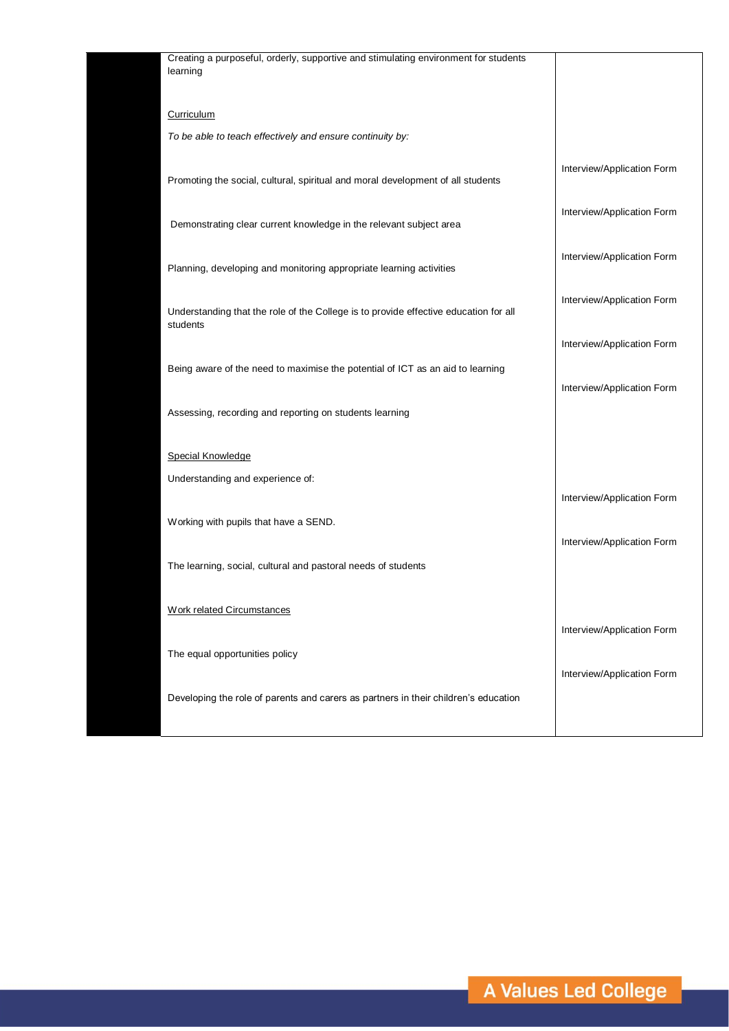| | | |
|---|---|---|
| | Creating a purposeful, orderly, supportive and stimulating environment for students learning | |
| | <u>Curriculum</u> | |
| | *To be able to teach effectively and ensure continuity by:* | |
| | Promoting the social, cultural, spiritual and moral development of all students | Interview/Application Form |
| | Demonstrating clear current knowledge in the relevant subject area | Interview/Application Form |
| | Planning, developing and monitoring appropriate learning activities | Interview/Application Form |
| | Understanding that the role of the College is to provide effective education for all students | Interview/Application Form |
| | Being aware of the need to maximise the potential of ICT as an aid to learning | Interview/Application Form |
| | Assessing, recording and reporting on students learning | Interview/Application Form |
| | <u>Special Knowledge</u> | |
| | Understanding and experience of: | |
| | Working with pupils that have a SEND. | Interview/Application Form |
| | The learning, social, cultural and pastoral needs of students | Interview/Application Form |
| | <u>Work related Circumstances</u> | |
| | The equal opportunities policy | Interview/Application Form |
| | Developing the role of parents and carers as partners in their children's education | Interview/Application Form |

A Values Led College